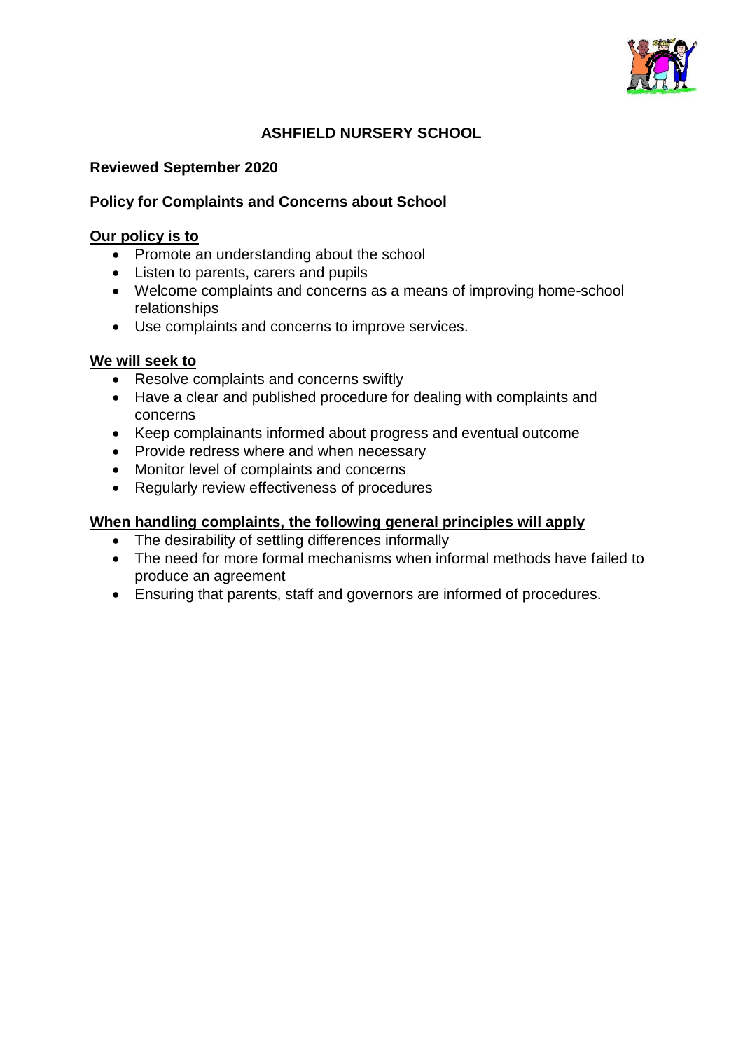# ASHFIELD NURSERY SCHOOL

**Reviewed September 2020**

**Policy for Complaints and Concerns about School**

**Our policy is to**

- Promote an understanding about the school
- Listen to parents, carers and pupils
- Welcome complaints and concerns as a means of improving home-school relationships
- Use complaints and concerns to improve services.

**We will seek to**

- Resolve complaints and concerns swiftly
- Have a clear and published procedure for dealing with complaints and concerns
- Keep complainants informed about progress and eventual outcome
- Provide redress where and when necessary
- Monitor level of complaints and concerns
- Regularly review effectiveness of procedures

**When handling complaints, the following general principles will apply**

- The desirability of settling differences informally
- The need for more formal mechanisms when informal methods have failed to produce an agreement
- Ensuring that parents, staff and governors are informed of procedures.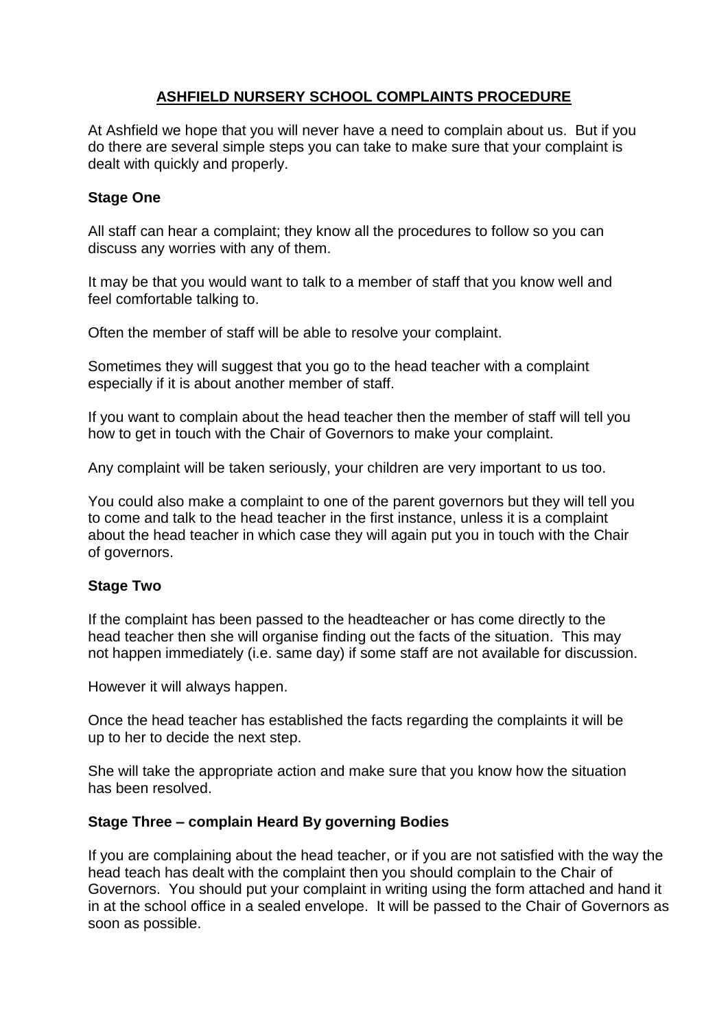# ASHFIELD NURSERY SCHOOL COMPLAINTS PROCEDURE

At Ashfield we hope that you will never have a need to complain about us. But if you do there are several simple steps you can take to make sure that your complaint is dealt with quickly and properly.

**Stage One**

All staff can hear a complaint; they know all the procedures to follow so you can discuss any worries with any of them.

It may be that you would want to talk to a member of staff that you know well and feel comfortable talking to.

Often the member of staff will be able to resolve your complaint.

Sometimes they will suggest that you go to the head teacher with a complaint especially if it is about another member of staff.

If you want to complain about the head teacher then the member of staff will tell you how to get in touch with the Chair of Governors to make your complaint.

Any complaint will be taken seriously, your children are very important to us too.

You could also make a complaint to one of the parent governors but they will tell you to come and talk to the head teacher in the first instance, unless it is a complaint about the head teacher in which case they will again put you in touch with the Chair of governors.

**Stage Two**

If the complaint has been passed to the headteacher or has come directly to the head teacher then she will organise finding out the facts of the situation. This may not happen immediately (i.e. same day) if some staff are not available for discussion.

However it will always happen.

Once the head teacher has established the facts regarding the complaints it will be up to her to decide the next step.

She will take the appropriate action and make sure that you know how the situation has been resolved.

**Stage Three – complain Heard By governing Bodies**

If you are complaining about the head teacher, or if you are not satisfied with the way the head teach has dealt with the complaint then you should complain to the Chair of Governors. You should put your complaint in writing using the form attached and hand it in at the school office in a sealed envelope. It will be passed to the Chair of Governors as soon as possible.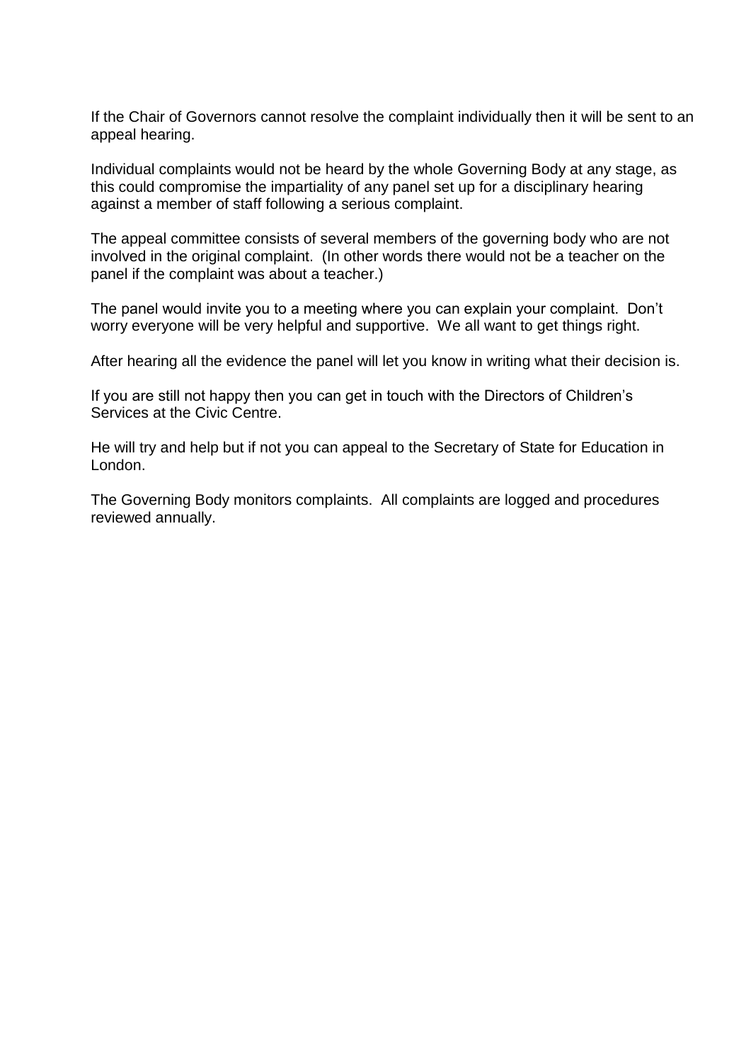If the Chair of Governors cannot resolve the complaint individually then it will be sent to an appeal hearing.

Individual complaints would not be heard by the whole Governing Body at any stage, as this could compromise the impartiality of any panel set up for a disciplinary hearing against a member of staff following a serious complaint.

The appeal committee consists of several members of the governing body who are not involved in the original complaint. (In other words there would not be a teacher on the panel if the complaint was about a teacher.)

The panel would invite you to a meeting where you can explain your complaint. Don't worry everyone will be very helpful and supportive. We all want to get things right.

After hearing all the evidence the panel will let you know in writing what their decision is.

If you are still not happy then you can get in touch with the Directors of Children's Services at the Civic Centre.

He will try and help but if not you can appeal to the Secretary of State for Education in London.

The Governing Body monitors complaints. All complaints are logged and procedures reviewed annually.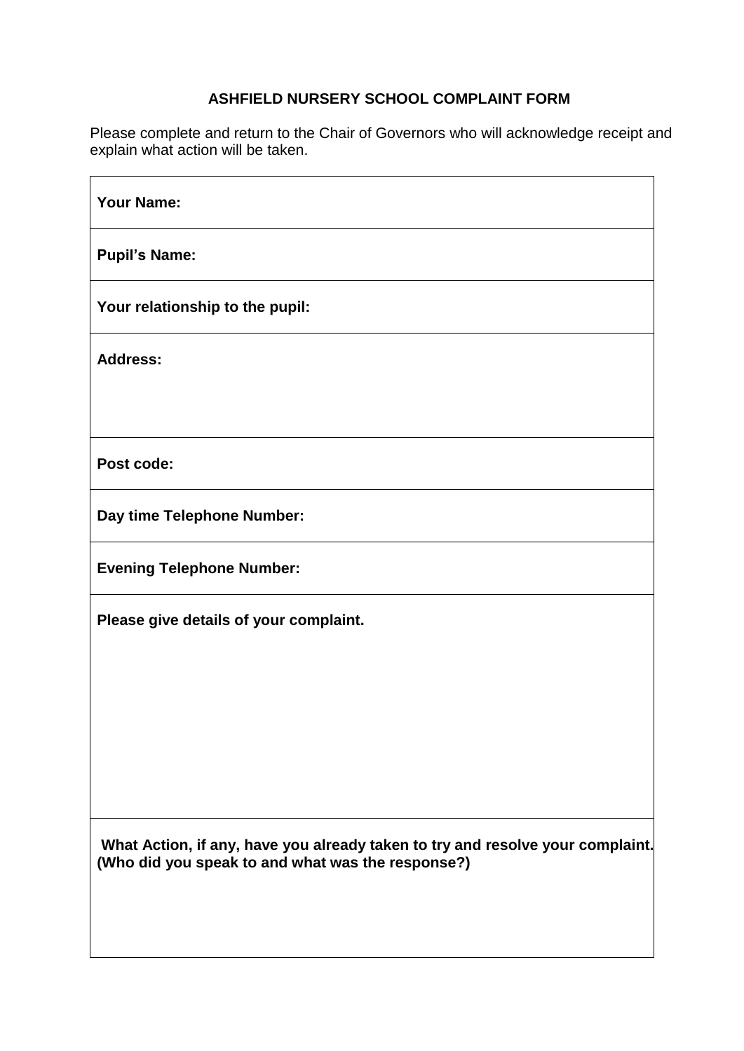# ASHFIELD NURSERY SCHOOL COMPLAINT FORM

Please complete and return to the Chair of Governors who will acknowledge receipt and explain what action will be taken.

| **Your Name:** |
|---|
| **Pupil's Name:** |
| **Your relationship to the pupil:** |
| **Address:** |
| **Post code:** |
| **Day time Telephone Number:** |
| **Evening Telephone Number:** |
| **Please give details of your complaint.** |
| **What Action, if any, have you already taken to try and resolve your complaint. (Who did you speak to and what was the response?)** |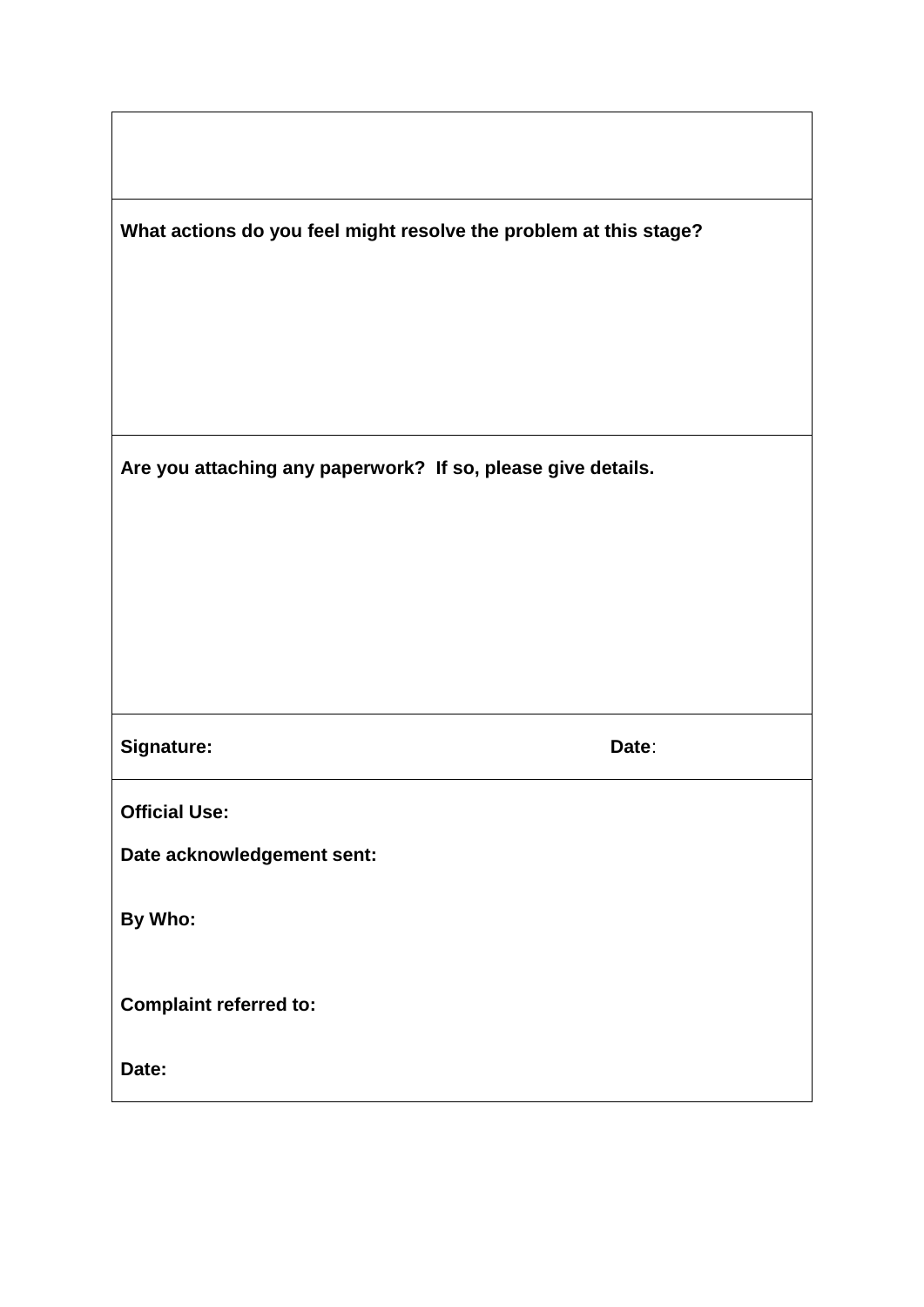| |
|---|
| |
| **What actions do you feel might resolve the problem at this stage?** |
| **Are you attaching any paperwork? If so, please give details.** |
| **Signature:** **Date**: |
| **Official Use:**<br><br>**Date acknowledgement sent:**<br><br>**By Who:**<br><br>**Complaint referred to:**<br><br>**Date:** |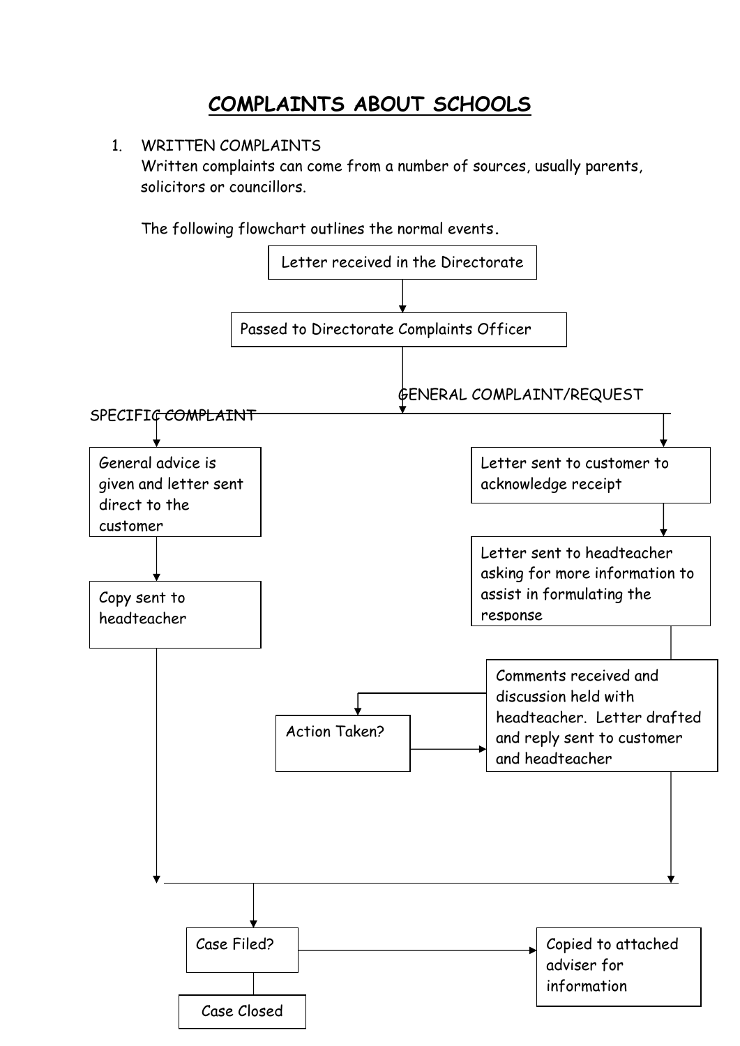# COMPLAINTS ABOUT SCHOOLS

1. WRITTEN COMPLAINTS
   Written complaints can come from a number of sources, usually parents, solicitors or councillors.

   The following flowchart outlines the normal events.

Letter received in the Directorate

Passed to Directorate Complaints Officer

SPECIFIC COMPLAINT

General advice is given and letter sent direct to the customer

Copy sent to headteacher

GENERAL COMPLAINT/REQUEST

Letter sent to customer to acknowledge receipt

Letter sent to headteacher asking for more information to assist in formulating the response

Comments received and discussion held with headteacher. Letter drafted and reply sent to customer and headteacher

Action Taken?

Case Filed?

Copied to attached adviser for information

Case Closed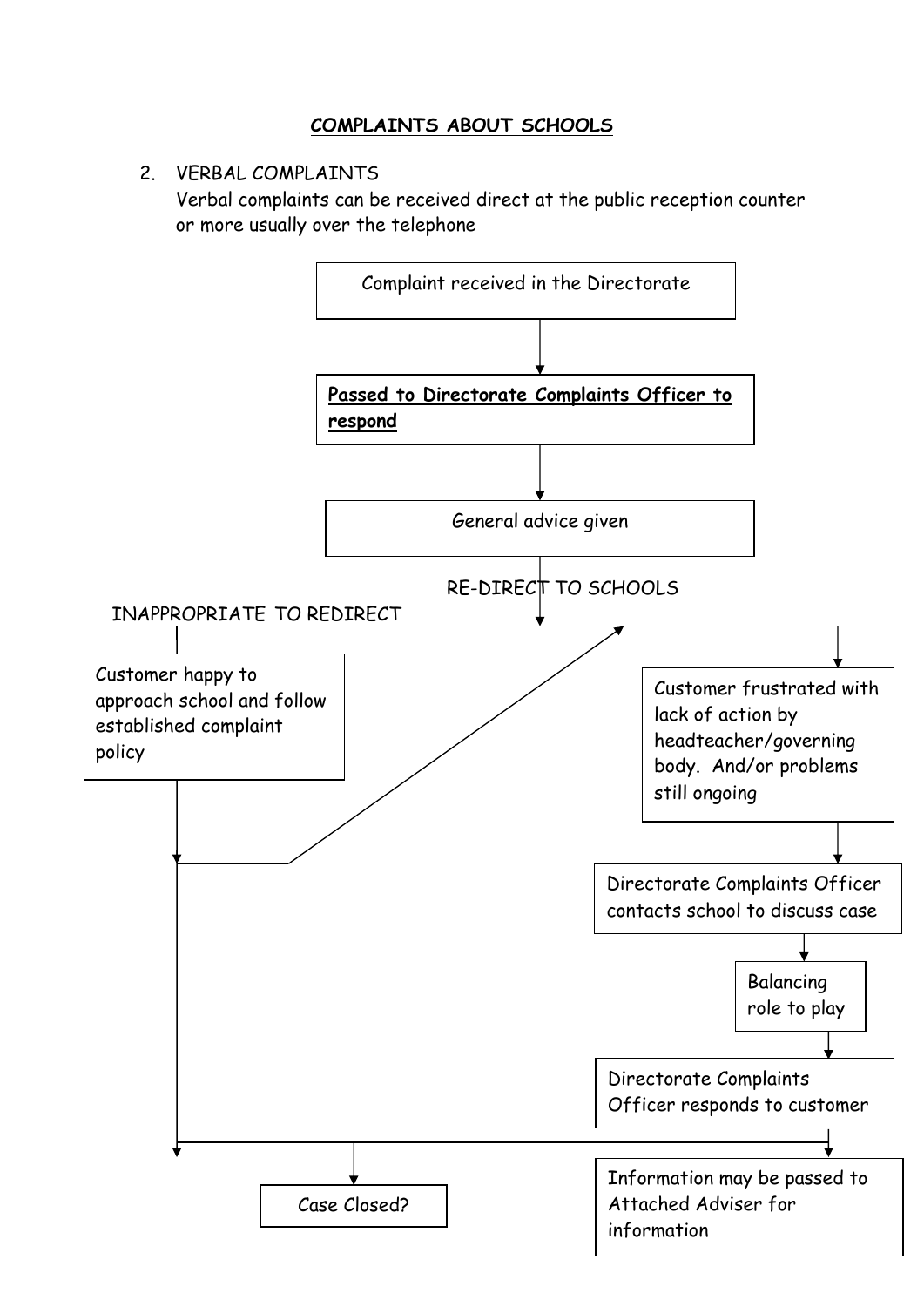**COMPLAINTS ABOUT SCHOOLS**

2. VERBAL COMPLAINTS
   Verbal complaints can be received direct at the public reception counter or more usually over the telephone

Complaint received in the Directorate

**Passed to Directorate Complaints Officer to respond**

General advice given

RE-DIRECT TO SCHOOLS

INAPPROPRIATE TO REDIRECT

Customer happy to approach school and follow established complaint policy

Customer frustrated with lack of action by headteacher/governing body. And/or problems still ongoing

Directorate Complaints Officer contacts school to discuss case

Balancing role to play

Directorate Complaints Officer responds to customer

Case Closed?

Information may be passed to Attached Adviser for information